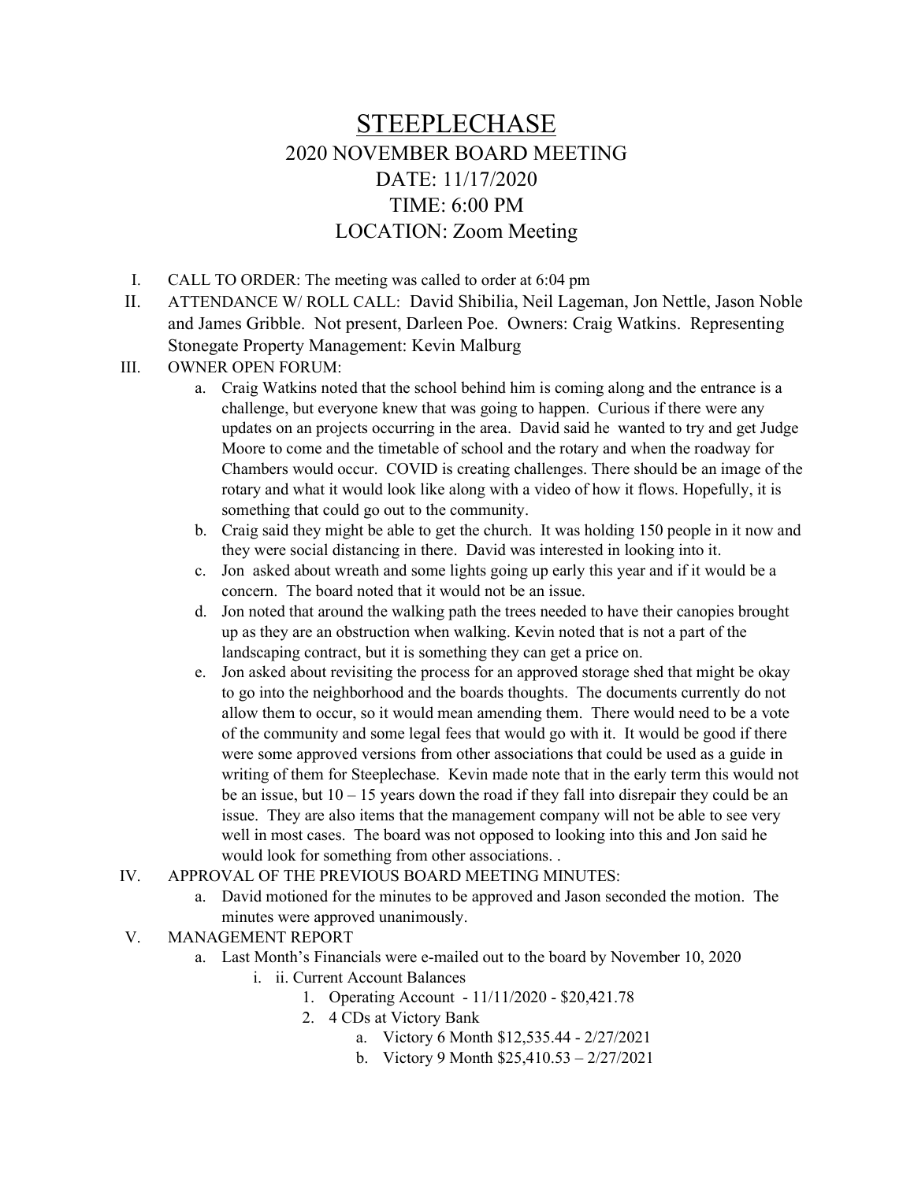# STEEPLECHASE

## 2020 NOVEMBER BOARD MEETING

## DATE: 11/17/2020

## TIME: 6:00 PM

## LOCATION: Zoom Meeting

I. CALL TO ORDER: The meeting was called to order at 6:04 pm

II. ATTENDANCE W/ ROLL CALL: David Shibilia, Neil Lageman, Jon Nettle, Jason Noble and James Gribble. Not present, Darleen Poe. Owners: Craig Watkins. Representing Stonegate Property Management: Kevin Malburg

III. OWNER OPEN FORUM:

   a. Craig Watkins noted that the school behind him is coming along and the entrance is a challenge, but everyone knew that was going to happen. Curious if there were any updates on an projects occurring in the area. David said he wanted to try and get Judge Moore to come and the timetable of school and the rotary and when the roadway for Chambers would occur. COVID is creating challenges. There should be an image of the rotary and what it would look like along with a video of how it flows. Hopefully, it is something that could go out to the community.

   b. Craig said they might be able to get the church. It was holding 150 people in it now and they were social distancing in there. David was interested in looking into it.

   c. Jon asked about wreath and some lights going up early this year and if it would be a concern. The board noted that it would not be an issue.

   d. Jon noted that around the walking path the trees needed to have their canopies brought up as they are an obstruction when walking. Kevin noted that is not a part of the landscaping contract, but it is something they can get a price on.

   e. Jon asked about revisiting the process for an approved storage shed that might be okay to go into the neighborhood and the boards thoughts. The documents currently do not allow them to occur, so it would mean amending them. There would need to be a vote of the community and some legal fees that would go with it. It would be good if there were some approved versions from other associations that could be used as a guide in writing of them for Steeplechase. Kevin made note that in the early term this would not be an issue, but 10 – 15 years down the road if they fall into disrepair they could be an issue. They are also items that the management company will not be able to see very well in most cases. The board was not opposed to looking into this and Jon said he would look for something from other associations. .

IV. APPROVAL OF THE PREVIOUS BOARD MEETING MINUTES:

   a. David motioned for the minutes to be approved and Jason seconded the motion. The minutes were approved unanimously.

V. MANAGEMENT REPORT

   a. Last Month's Financials were e-mailed out to the board by November 10, 2020

      i. ii. Current Account Balances

         1. Operating Account - 11/11/2020 - $20,421.78

         2. 4 CDs at Victory Bank

            a. Victory 6 Month $12,535.44 - 2/27/2021

            b. Victory 9 Month $25,410.53 – 2/27/2021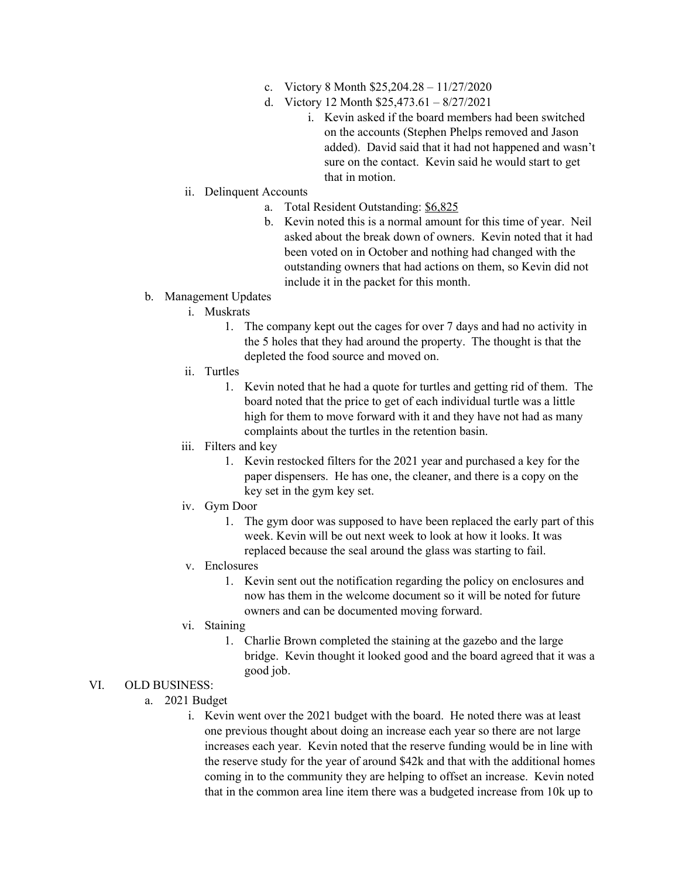c. Victory 8 Month $25,204.28 – 11/27/2020
d. Victory 12 Month $25,473.61 – 8/27/2021
    i. Kevin asked if the board members had been switched on the accounts (Stephen Phelps removed and Jason added). David said that it had not happened and wasn't sure on the contact. Kevin said he would start to get that in motion.

ii. Delinquent Accounts
    a. Total Resident Outstanding: <u>$6,825</u>
    b. Kevin noted this is a normal amount for this time of year. Neil asked about the break down of owners. Kevin noted that it had been voted on in October and nothing had changed with the outstanding owners that had actions on them, so Kevin did not include it in the packet for this month.

b. Management Updates
    i. Muskrats
        1. The company kept out the cages for over 7 days and had no activity in the 5 holes that they had around the property. The thought is that the depleted the food source and moved on.
    ii. Turtles
        1. Kevin noted that he had a quote for turtles and getting rid of them. The board noted that the price to get of each individual turtle was a little high for them to move forward with it and they have not had as many complaints about the turtles in the retention basin.
    iii. Filters and key
        1. Kevin restocked filters for the 2021 year and purchased a key for the paper dispensers. He has one, the cleaner, and there is a copy on the key set in the gym key set.
    iv. Gym Door
        1. The gym door was supposed to have been replaced the early part of this week. Kevin will be out next week to look at how it looks. It was replaced because the seal around the glass was starting to fail.
    v. Enclosures
        1. Kevin sent out the notification regarding the policy on enclosures and now has them in the welcome document so it will be noted for future owners and can be documented moving forward.
    vi. Staining
        1. Charlie Brown completed the staining at the gazebo and the large bridge. Kevin thought it looked good and the board agreed that it was a good job.

VI. OLD BUSINESS:
    a. 2021 Budget
        i. Kevin went over the 2021 budget with the board. He noted there was at least one previous thought about doing an increase each year so there are not large increases each year. Kevin noted that the reserve funding would be in line with the reserve study for the year of around $42k and that with the additional homes coming in to the community they are helping to offset an increase. Kevin noted that in the common area line item there was a budgeted increase from 10k up to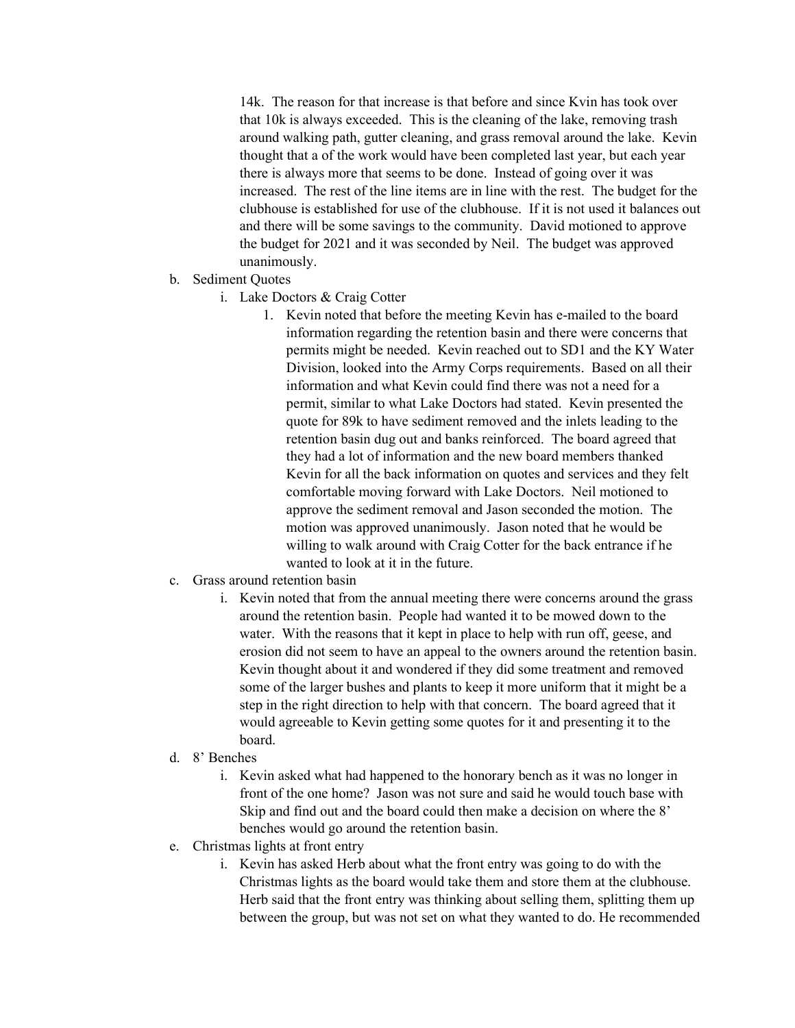14k. The reason for that increase is that before and since Kvin has took over that 10k is always exceeded. This is the cleaning of the lake, removing trash around walking path, gutter cleaning, and grass removal around the lake. Kevin thought that a of the work would have been completed last year, but each year there is always more that seems to be done. Instead of going over it was increased. The rest of the line items are in line with the rest. The budget for the clubhouse is established for use of the clubhouse. If it is not used it balances out and there will be some savings to the community. David motioned to approve the budget for 2021 and it was seconded by Neil. The budget was approved unanimously.

b. Sediment Quotes
   i. Lake Doctors & Craig Cotter
      1. Kevin noted that before the meeting Kevin has e-mailed to the board information regarding the retention basin and there were concerns that permits might be needed. Kevin reached out to SD1 and the KY Water Division, looked into the Army Corps requirements. Based on all their information and what Kevin could find there was not a need for a permit, similar to what Lake Doctors had stated. Kevin presented the quote for 89k to have sediment removed and the inlets leading to the retention basin dug out and banks reinforced. The board agreed that they had a lot of information and the new board members thanked Kevin for all the back information on quotes and services and they felt comfortable moving forward with Lake Doctors. Neil motioned to approve the sediment removal and Jason seconded the motion. The motion was approved unanimously. Jason noted that he would be willing to walk around with Craig Cotter for the back entrance if he wanted to look at it in the future.

c. Grass around retention basin
   i. Kevin noted that from the annual meeting there were concerns around the grass around the retention basin. People had wanted it to be mowed down to the water. With the reasons that it kept in place to help with run off, geese, and erosion did not seem to have an appeal to the owners around the retention basin. Kevin thought about it and wondered if they did some treatment and removed some of the larger bushes and plants to keep it more uniform that it might be a step in the right direction to help with that concern. The board agreed that it would agreeable to Kevin getting some quotes for it and presenting it to the board.

d. 8' Benches
   i. Kevin asked what had happened to the honorary bench as it was no longer in front of the one home? Jason was not sure and said he would touch base with Skip and find out and the board could then make a decision on where the 8' benches would go around the retention basin.

e. Christmas lights at front entry
   i. Kevin has asked Herb about what the front entry was going to do with the Christmas lights as the board would take them and store them at the clubhouse. Herb said that the front entry was thinking about selling them, splitting them up between the group, but was not set on what they wanted to do. He recommended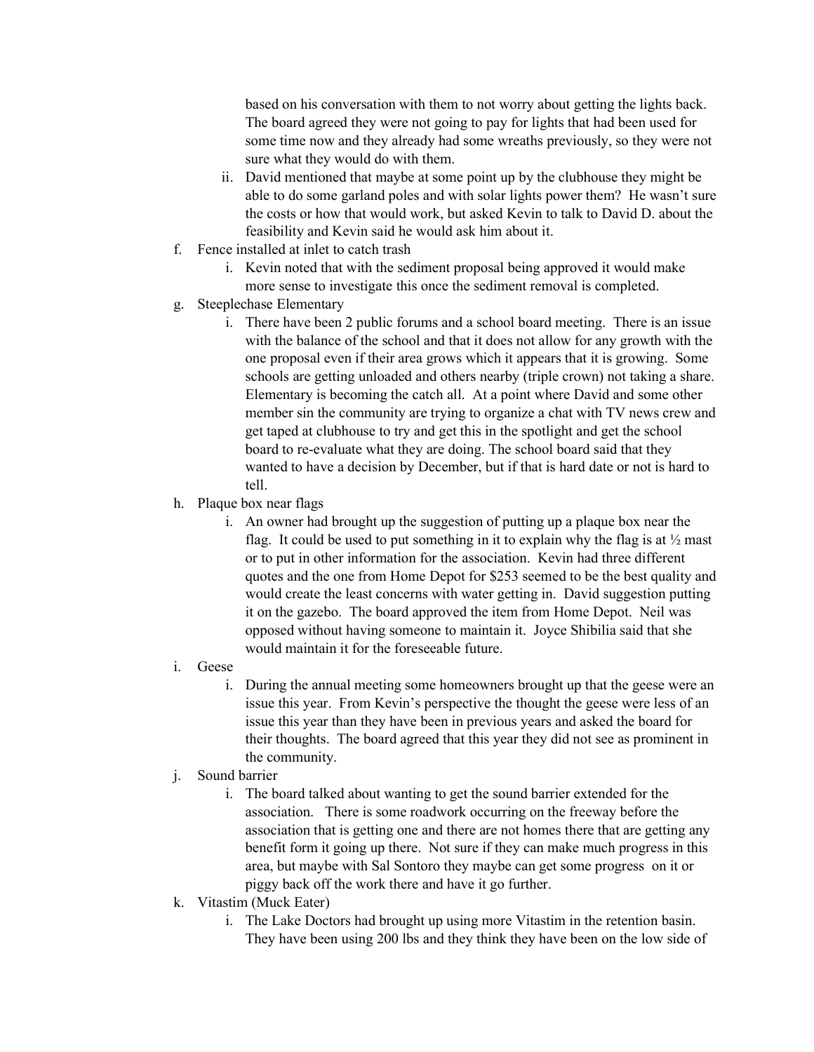based on his conversation with them to not worry about getting the lights back. The board agreed they were not going to pay for lights that had been used for some time now and they already had some wreaths previously, so they were not sure what they would do with them.

   ii. David mentioned that maybe at some point up by the clubhouse they might be able to do some garland poles and with solar lights power them? He wasn't sure the costs or how that would work, but asked Kevin to talk to David D. about the feasibility and Kevin said he would ask him about it.

f. Fence installed at inlet to catch trash
   i. Kevin noted that with the sediment proposal being approved it would make more sense to investigate this once the sediment removal is completed.

g. Steeplechase Elementary
   i. There have been 2 public forums and a school board meeting. There is an issue with the balance of the school and that it does not allow for any growth with the one proposal even if their area grows which it appears that it is growing. Some schools are getting unloaded and others nearby (triple crown) not taking a share. Elementary is becoming the catch all. At a point where David and some other member sin the community are trying to organize a chat with TV news crew and get taped at clubhouse to try and get this in the spotlight and get the school board to re-evaluate what they are doing. The school board said that they wanted to have a decision by December, but if that is hard date or not is hard to tell.

h. Plaque box near flags
   i. An owner had brought up the suggestion of putting up a plaque box near the flag. It could be used to put something in it to explain why the flag is at ½ mast or to put in other information for the association. Kevin had three different quotes and the one from Home Depot for $253 seemed to be the best quality and would create the least concerns with water getting in. David suggestion putting it on the gazebo. The board approved the item from Home Depot. Neil was opposed without having someone to maintain it. Joyce Shibilia said that she would maintain it for the foreseeable future.

i. Geese
   i. During the annual meeting some homeowners brought up that the geese were an issue this year. From Kevin's perspective the thought the geese were less of an issue this year than they have been in previous years and asked the board for their thoughts. The board agreed that this year they did not see as prominent in the community.

j. Sound barrier
   i. The board talked about wanting to get the sound barrier extended for the association. There is some roadwork occurring on the freeway before the association that is getting one and there are not homes there that are getting any benefit form it going up there. Not sure if they can make much progress in this area, but maybe with Sal Sontoro they maybe can get some progress on it or piggy back off the work there and have it go further.

k. Vitastim (Muck Eater)
   i. The Lake Doctors had brought up using more Vitastim in the retention basin. They have been using 200 lbs and they think they have been on the low side of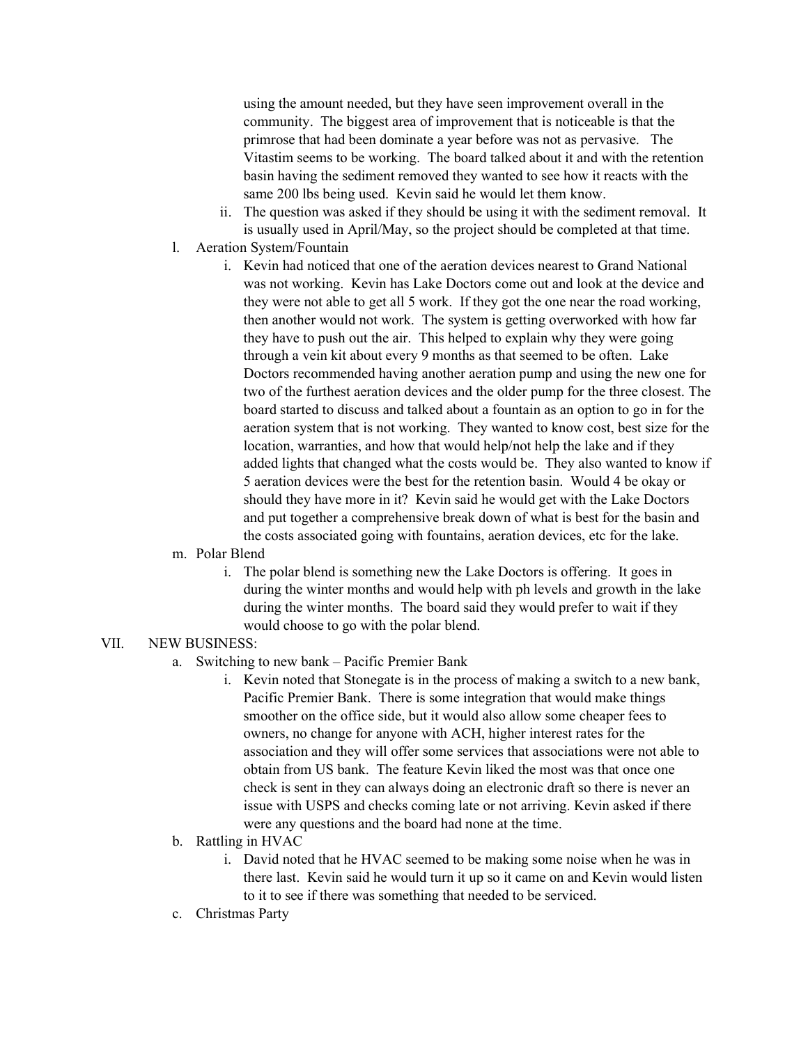using the amount needed, but they have seen improvement overall in the community. The biggest area of improvement that is noticeable is that the primrose that had been dominate a year before was not as pervasive. The Vitastim seems to be working. The board talked about it and with the retention basin having the sediment removed they wanted to see how it reacts with the same 200 lbs being used. Kevin said he would let them know.

ii. The question was asked if they should be using it with the sediment removal. It is usually used in April/May, so the project should be completed at that time.

l. Aeration System/Fountain

i. Kevin had noticed that one of the aeration devices nearest to Grand National was not working. Kevin has Lake Doctors come out and look at the device and they were not able to get all 5 work. If they got the one near the road working, then another would not work. The system is getting overworked with how far they have to push out the air. This helped to explain why they were going through a vein kit about every 9 months as that seemed to be often. Lake Doctors recommended having another aeration pump and using the new one for two of the furthest aeration devices and the older pump for the three closest. The board started to discuss and talked about a fountain as an option to go in for the aeration system that is not working. They wanted to know cost, best size for the location, warranties, and how that would help/not help the lake and if they added lights that changed what the costs would be. They also wanted to know if 5 aeration devices were the best for the retention basin. Would 4 be okay or should they have more in it? Kevin said he would get with the Lake Doctors and put together a comprehensive break down of what is best for the basin and the costs associated going with fountains, aeration devices, etc for the lake.

m. Polar Blend

i. The polar blend is something new the Lake Doctors is offering. It goes in during the winter months and would help with ph levels and growth in the lake during the winter months. The board said they would prefer to wait if they would choose to go with the polar blend.

VII. NEW BUSINESS:

a. Switching to new bank – Pacific Premier Bank

i. Kevin noted that Stonegate is in the process of making a switch to a new bank, Pacific Premier Bank. There is some integration that would make things smoother on the office side, but it would also allow some cheaper fees to owners, no change for anyone with ACH, higher interest rates for the association and they will offer some services that associations were not able to obtain from US bank. The feature Kevin liked the most was that once one check is sent in they can always doing an electronic draft so there is never an issue with USPS and checks coming late or not arriving. Kevin asked if there were any questions and the board had none at the time.

b. Rattling in HVAC

i. David noted that he HVAC seemed to be making some noise when he was in there last. Kevin said he would turn it up so it came on and Kevin would listen to it to see if there was something that needed to be serviced.

c. Christmas Party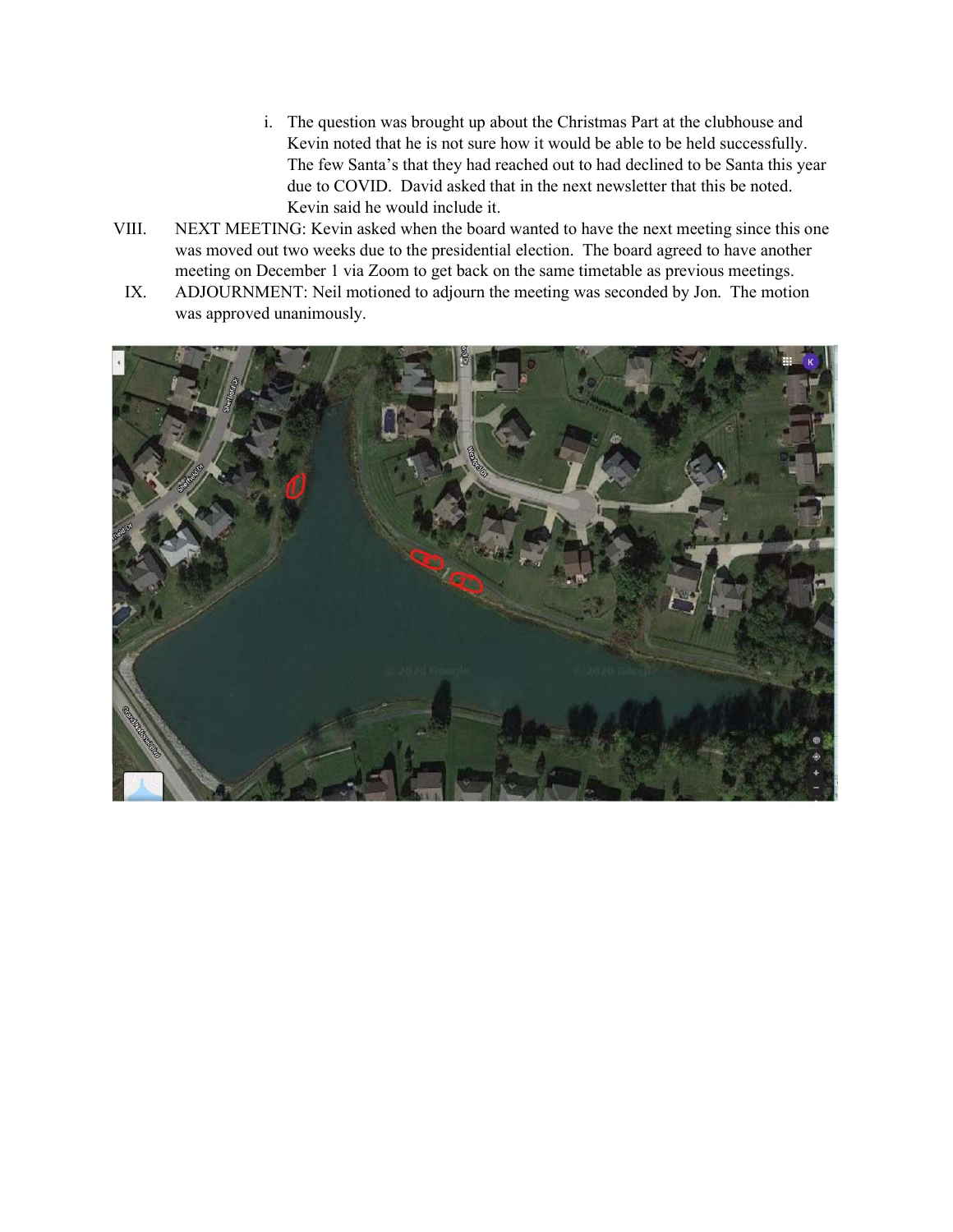i. The question was brought up about the Christmas Part at the clubhouse and Kevin noted that he is not sure how it would be able to be held successfully. The few Santa's that they had reached out to had declined to be Santa this year due to COVID. David asked that in the next newsletter that this be noted. Kevin said he would include it.

VIII. NEXT MEETING: Kevin asked when the board wanted to have the next meeting since this one was moved out two weeks due to the presidential election. The board agreed to have another meeting on December 1 via Zoom to get back on the same timetable as previous meetings.

IX. ADJOURNMENT: Neil motioned to adjourn the meeting was seconded by Jon. The motion was approved unanimously.